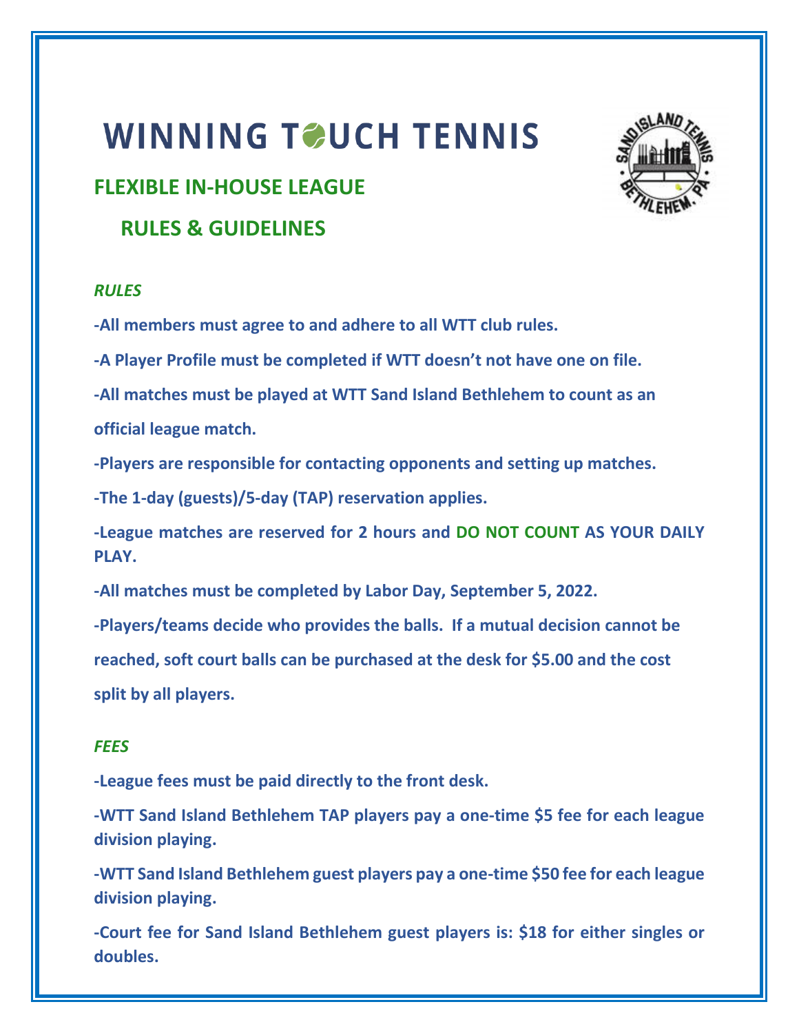# WINNING TOUCH TENNIS

## FLEXIBLE IN-HOUSE LEAGUE

## RULES & GUIDELINES

### *RULES*

**-All members must agree to and adhere to all WTT club rules.**

**-A Player Profile must be completed if WTT doesn't not have one on file.**

**-All matches must be played at WTT Sand Island Bethlehem to count as an official league match.**

**-Players are responsible for contacting opponents and setting up matches.**

**-The 1-day (guests)/5-day (TAP) reservation applies.**

**-League matches are reserved for 2 hours and DO NOT COUNT AS YOUR DAILY PLAY.**

**-All matches must be completed by Labor Day, September 5, 2022.**

**-Players/teams decide who provides the balls. If a mutual decision cannot be reached, soft court balls can be purchased at the desk for $5.00 and the cost split by all players.**

### *FEES*

**-League fees must be paid directly to the front desk.**

**-WTT Sand Island Bethlehem TAP players pay a one-time $5 fee for each league division playing.**

**-WTT Sand Island Bethlehem guest players pay a one-time $50 fee for each league division playing.**

**-Court fee for Sand Island Bethlehem guest players is: $18 for either singles or doubles.**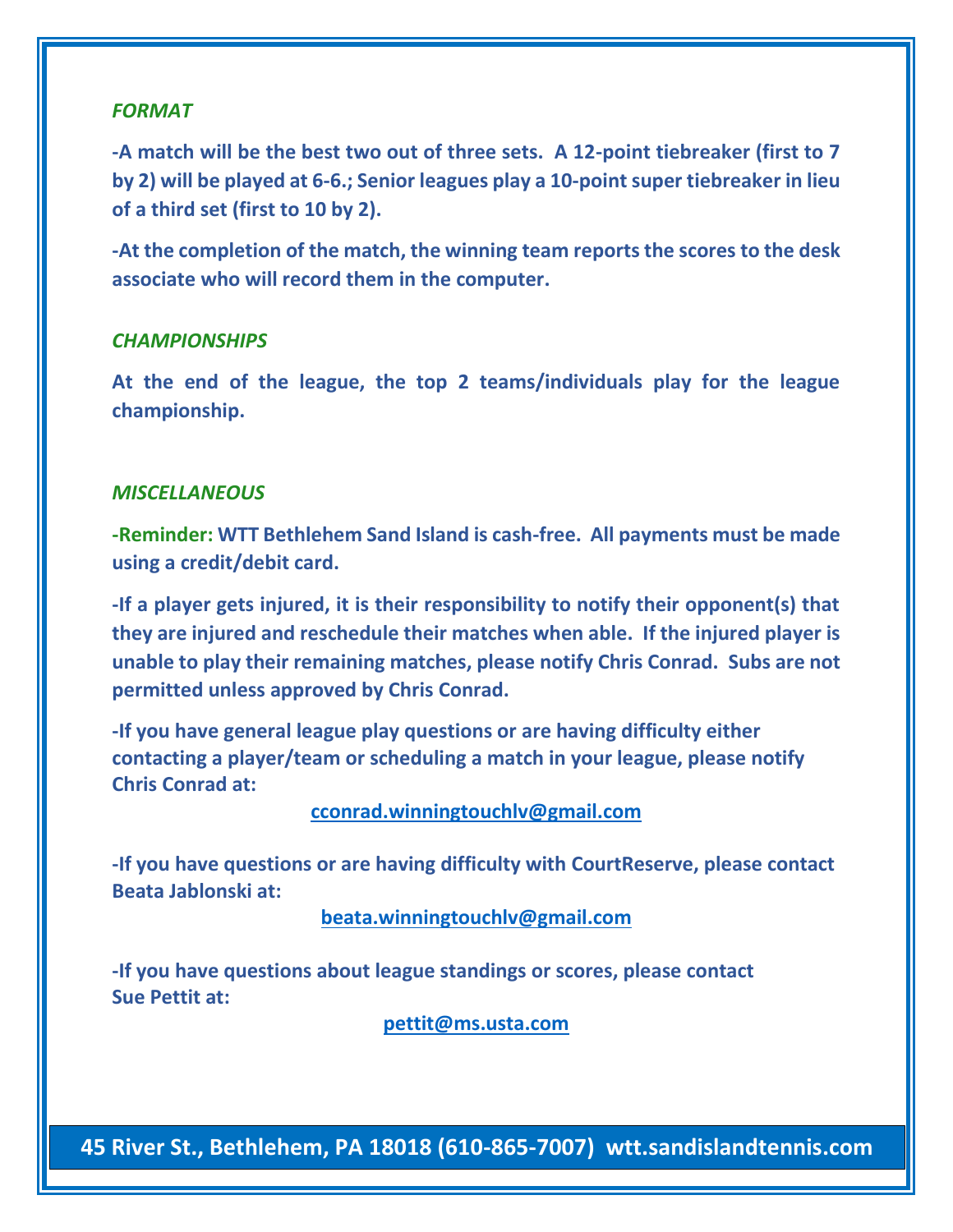### *FORMAT*

**-A match will be the best two out of three sets. A 12-point tiebreaker (first to 7 by 2) will be played at 6-6.; Senior leagues play a 10-point super tiebreaker in lieu of a third set (first to 10 by 2).**

**-At the completion of the match, the winning team reports the scores to the desk associate who will record them in the computer.**

### *CHAMPIONSHIPS*

**At the end of the league, the top 2 teams/individuals play for the league championship.**

### *MISCELLANEOUS*

**-Reminder: WTT Bethlehem Sand Island is cash-free. All payments must be made using a credit/debit card.**

**-If a player gets injured, it is their responsibility to notify their opponent(s) that they are injured and reschedule their matches when able. If the injured player is unable to play their remaining matches, please notify Chris Conrad. Subs are not permitted unless approved by Chris Conrad.**

**-If you have general league play questions or are having difficulty either contacting a player/team or scheduling a match in your league, please notify Chris Conrad at:**

**cconrad.winningtouchlv@gmail.com**

**-If you have questions or are having difficulty with CourtReserve, please contact Beata Jablonski at:**

**beata.winningtouchlv@gmail.com**

**-If you have questions about league standings or scores, please contact Sue Pettit at:**

**pettit@ms.usta.com**

**45 River St., Bethlehem, PA 18018 (610-865-7007) wtt.sandislandtennis.com**